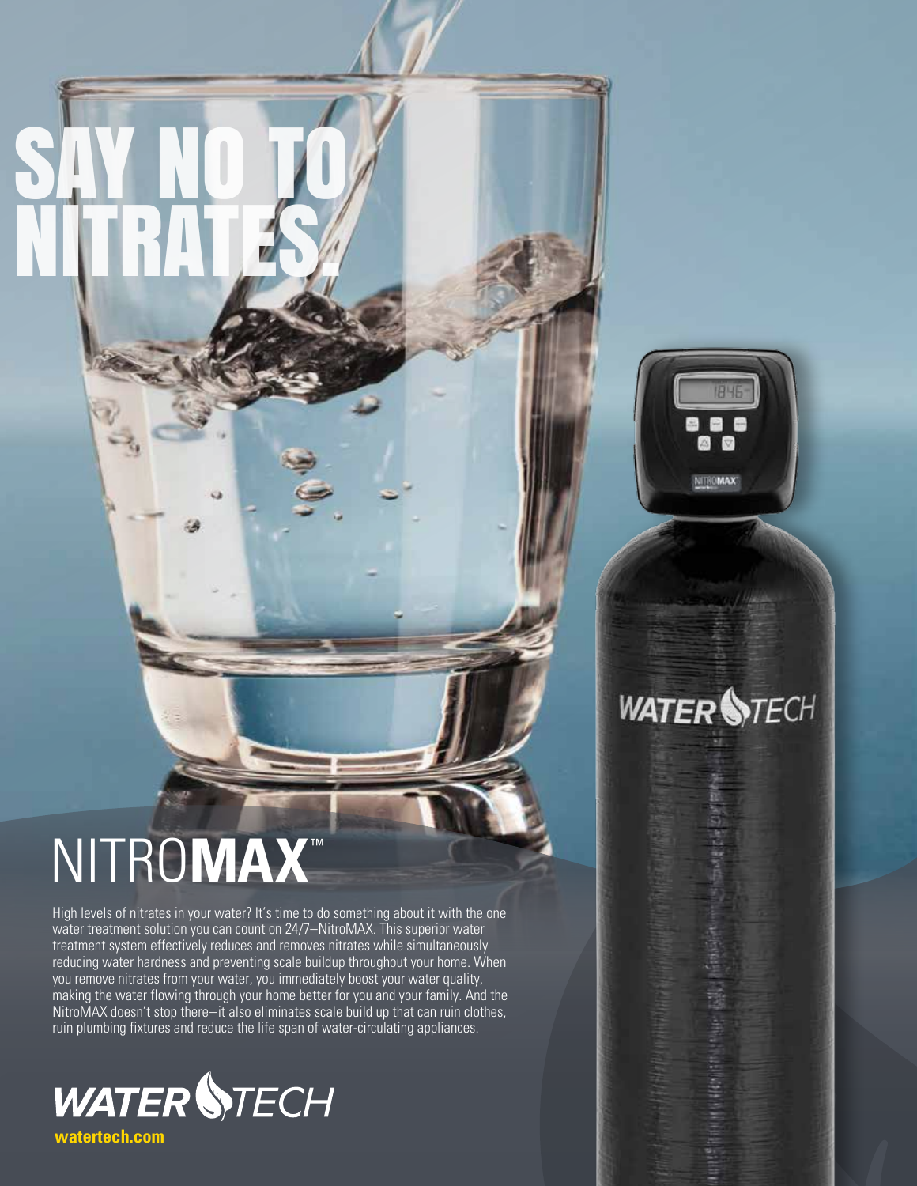# SAY NO TO NITRATES.

# NITRO**MAX**™

High levels of nitrates in your water? It's time to do something about it with the one water treatment solution you can count on 24/7—NitroMAX. This superior water treatment system effectively reduces and removes nitrates while simultaneously reducing water hardness and preventing scale buildup throughout your home. When you remove nitrates from your water, you immediately boost your water quality, making the water flowing through your home better for you and your family. And the NitroMAX doesn't stop there—it also eliminates scale build up that can ruin clothes, ruin plumbing fixtures and reduce the life span of water-circulating appliances.

WATER TECH

**watertech.com**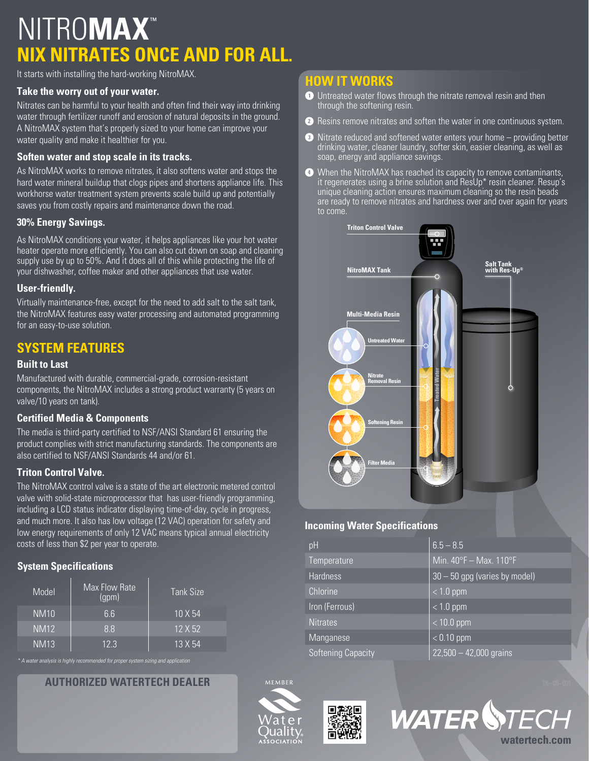# NITRO**MAX**™

# NIX NITRATES ONCE AND FOR ALL.

It starts with installing the hard-working NitroMAX.

### Take the worry out of your water.

Nitrates can be harmful to your health and often find their way into drinking water through fertilizer runoff and erosion of natural deposits in the ground. A NitroMAX system that's properly sized to your home can improve your water quality and make it healthier for you.

### Soften water and stop scale in its tracks.

As NitroMAX works to remove nitrates, it also softens water and stops the hard water mineral buildup that clogs pipes and shortens appliance life. This workhorse water treatment system prevents scale build up and potentially saves you from costly repairs and maintenance down the road.

### 30% Energy Savings.

As NitroMAX conditions your water, it helps appliances like your hot water heater operate more efficiently. You can also cut down on soap and cleaning supply use by up to 50%. And it does all of this while protecting the life of your dishwasher, coffee maker and other appliances that use water.

### User-friendly.

Virtually maintenance-free, except for the need to add salt to the salt tank, the NitroMAX features easy water processing and automated programming for an easy-to-use solution.

## SYSTEM FEATURES

### Built to Last

Manufactured with durable, commercial-grade, corrosion-resistant components, the NitroMAX includes a strong product warranty (5 years on valve/10 years on tank).

### Certified Media & Components

The media is third-party certified to NSF/ANSI Standard 61 ensuring the product complies with strict manufacturing standards. The components are also certified to NSF/ANSI Standards 44 and/or 61.

### Triton Control Valve.

The NitroMAX control valve is a state of the art electronic metered control valve with solid-state microprocessor that has user-friendly programming, including a LCD status indicator displaying time-of-day, cycle in progress, and much more. It also has low voltage (12 VAC) operation for safety and low energy requirements of only 12 VAC means typical annual electricity costs of less than $2 per year to operate.

### System Specifications

| Model | Max Flow Rate (gpm) | Tank Size |
|---|---|---|
| NM10 | 6.6 | 10 X 54 |
| NM12 | 8.8 | 12 X 52 |
| NM13 | 12.3 | 13 X 54 |

*\* A water analysis is highly recommended for proper system sizing and application*

## HOW IT WORKS

1. Untreated water flows through the nitrate removal resin and then through the softening resin.
2. Resins remove nitrates and soften the water in one continuous system.
3. Nitrate reduced and softened water enters your home – providing better drinking water, cleaner laundry, softer skin, easier cleaning, as well as soap, energy and appliance savings.
4. When the NitroMAX has reached its capacity to remove contaminants, it regenerates using a brine solution and ResUp* resin cleaner. Resup's unique cleaning action ensures maximum cleaning so the resin beads are ready to remove nitrates and hardness over and over again for years to come.

Triton Control Valve

NitroMAX Tank

Salt Tank with Res-Up®

Multi-Media Resin

Untreated Water

Nitrate Removal Resin

Treated Water

Softening Resin

Filter Media

### Incoming Water Specifications

| | |
|---|---|
| pH | 6.5 – 8.5 |
| Temperature | Min. 40°F – Max. 110°F |
| Hardness | 30 – 50 gpg (varies by model) |
| Chlorine | < 1.0 ppm |
| Iron (Ferrous) | < 1.0 ppm |
| Nitrates | < 10.0 ppm |
| Manganese | < 0.10 ppm |
| Softening Capacity | 22,500 – 42,000 grains |

**AUTHORIZED WATERTECH DEALER**

MEMBER Water Quality Association

WATERTECH

watertech.com